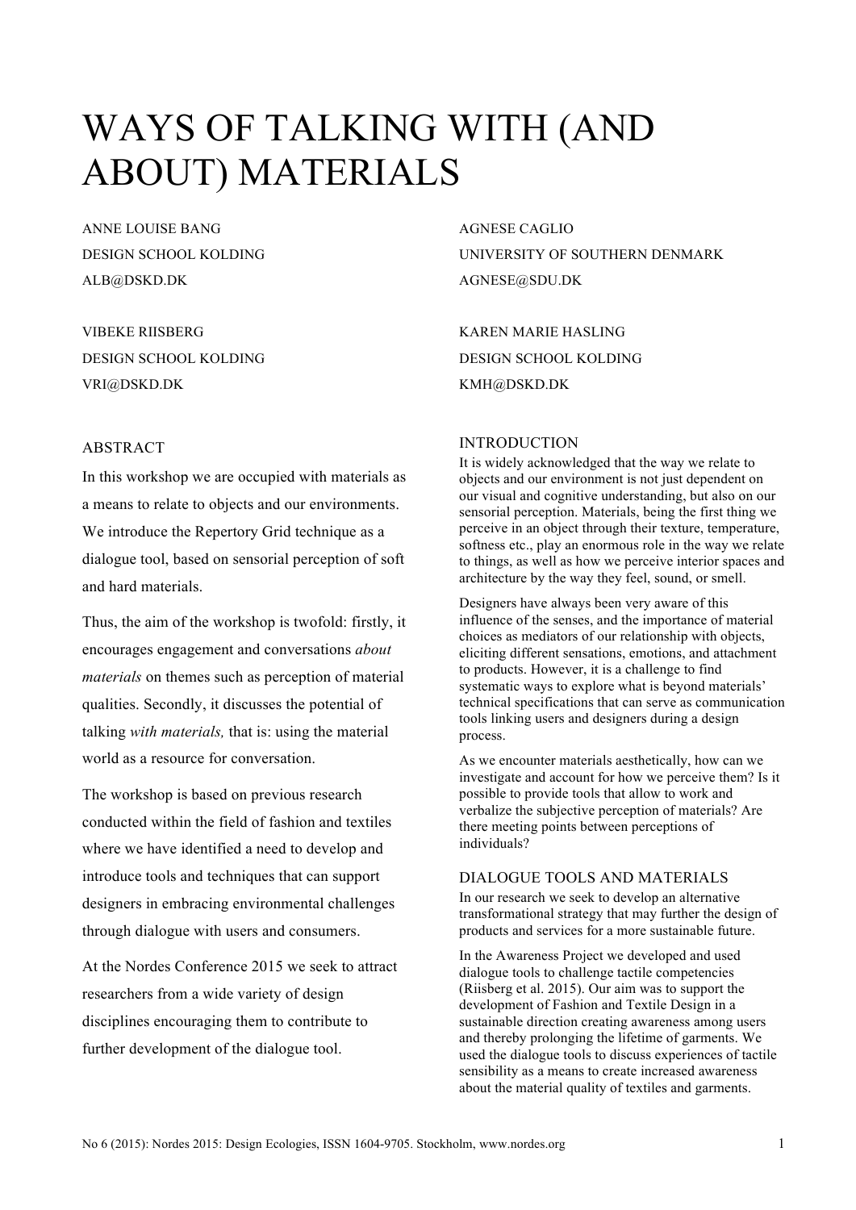# WAYS OF TALKING WITH (AND ABOUT) MATERIALS

ANNE LOUISE BANG
DESIGN SCHOOL KOLDING
ALB@DSKD.DK

AGNESE CAGLIO
UNIVERSITY OF SOUTHERN DENMARK
AGNESE@SDU.DK

VIBEKE RIISBERG
DESIGN SCHOOL KOLDING
VRI@DSKD.DK

KAREN MARIE HASLING
DESIGN SCHOOL KOLDING
KMH@DSKD.DK

## ABSTRACT

In this workshop we are occupied with materials as a means to relate to objects and our environments. We introduce the Repertory Grid technique as a dialogue tool, based on sensorial perception of soft and hard materials.

Thus, the aim of the workshop is twofold: firstly, it encourages engagement and conversations *about materials* on themes such as perception of material qualities. Secondly, it discusses the potential of talking *with materials,* that is: using the material world as a resource for conversation.

The workshop is based on previous research conducted within the field of fashion and textiles where we have identified a need to develop and introduce tools and techniques that can support designers in embracing environmental challenges through dialogue with users and consumers.

At the Nordes Conference 2015 we seek to attract researchers from a wide variety of design disciplines encouraging them to contribute to further development of the dialogue tool.

## INTRODUCTION

It is widely acknowledged that the way we relate to objects and our environment is not just dependent on our visual and cognitive understanding, but also on our sensorial perception. Materials, being the first thing we perceive in an object through their texture, temperature, softness etc., play an enormous role in the way we relate to things, as well as how we perceive interior spaces and architecture by the way they feel, sound, or smell.

Designers have always been very aware of this influence of the senses, and the importance of material choices as mediators of our relationship with objects, eliciting different sensations, emotions, and attachment to products. However, it is a challenge to find systematic ways to explore what is beyond materials' technical specifications that can serve as communication tools linking users and designers during a design process.

As we encounter materials aesthetically, how can we investigate and account for how we perceive them? Is it possible to provide tools that allow to work and verbalize the subjective perception of materials? Are there meeting points between perceptions of individuals?

## DIALOGUE TOOLS AND MATERIALS

In our research we seek to develop an alternative transformational strategy that may further the design of products and services for a more sustainable future.

In the Awareness Project we developed and used dialogue tools to challenge tactile competencies (Riisberg et al. 2015). Our aim was to support the development of Fashion and Textile Design in a sustainable direction creating awareness among users and thereby prolonging the lifetime of garments. We used the dialogue tools to discuss experiences of tactile sensibility as a means to create increased awareness about the material quality of textiles and garments.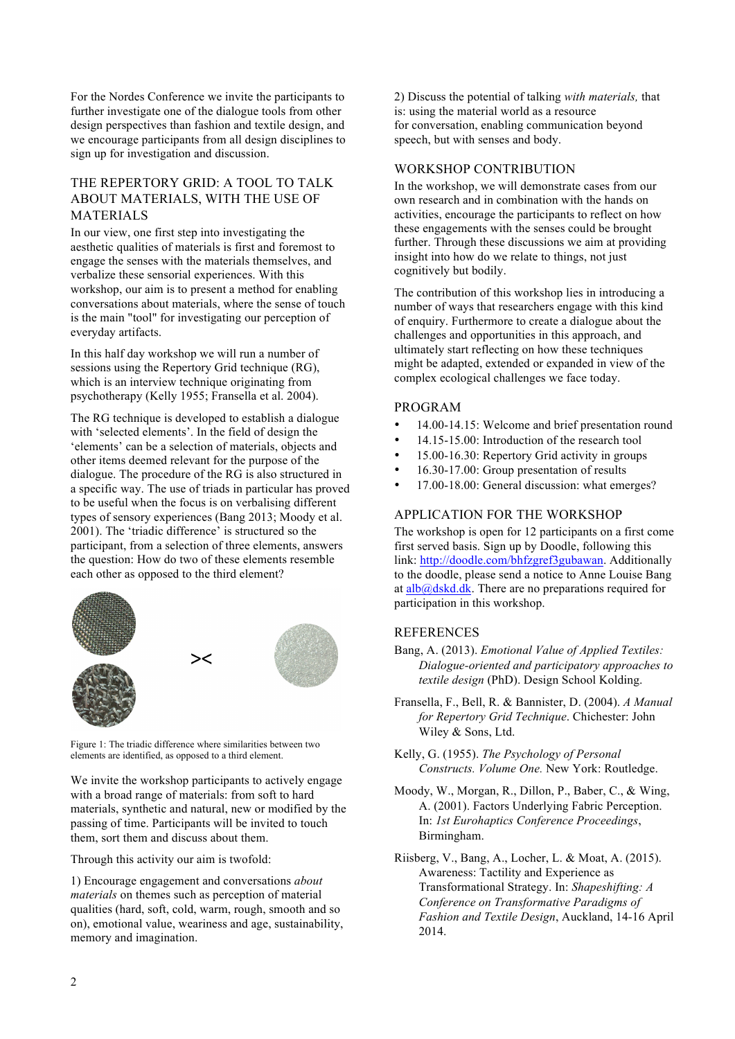For the Nordes Conference we invite the participants to further investigate one of the dialogue tools from other design perspectives than fashion and textile design, and we encourage participants from all design disciplines to sign up for investigation and discussion.

## THE REPERTORY GRID: A TOOL TO TALK ABOUT MATERIALS, WITH THE USE OF MATERIALS

In our view, one first step into investigating the aesthetic qualities of materials is first and foremost to engage the senses with the materials themselves, and verbalize these sensorial experiences. With this workshop, our aim is to present a method for enabling conversations about materials, where the sense of touch is the main "tool" for investigating our perception of everyday artifacts.

In this half day workshop we will run a number of sessions using the Repertory Grid technique (RG), which is an interview technique originating from psychotherapy (Kelly 1955; Fransella et al. 2004).

The RG technique is developed to establish a dialogue with 'selected elements'. In the field of design the 'elements' can be a selection of materials, objects and other items deemed relevant for the purpose of the dialogue. The procedure of the RG is also structured in a specific way. The use of triads in particular has proved to be useful when the focus is on verbalising different types of sensory experiences (Bang 2013; Moody et al. 2001). The 'triadic difference' is structured so the participant, from a selection of three elements, answers the question: How do two of these elements resemble each other as opposed to the third element?

Figure 1: The triadic difference where similarities between two elements are identified, as opposed to a third element.

We invite the workshop participants to actively engage with a broad range of materials: from soft to hard materials, synthetic and natural, new or modified by the passing of time. Participants will be invited to touch them, sort them and discuss about them.

Through this activity our aim is twofold:

1) Encourage engagement and conversations *about materials* on themes such as perception of material qualities (hard, soft, cold, warm, rough, smooth and so on), emotional value, weariness and age, sustainability, memory and imagination.

2) Discuss the potential of talking *with materials,* that is: using the material world as a resource for conversation, enabling communication beyond speech, but with senses and body.

## WORKSHOP CONTRIBUTION

In the workshop, we will demonstrate cases from our own research and in combination with the hands on activities, encourage the participants to reflect on how these engagements with the senses could be brought further. Through these discussions we aim at providing insight into how do we relate to things, not just cognitively but bodily.

The contribution of this workshop lies in introducing a number of ways that researchers engage with this kind of enquiry. Furthermore to create a dialogue about the challenges and opportunities in this approach, and ultimately start reflecting on how these techniques might be adapted, extended or expanded in view of the complex ecological challenges we face today.

## PROGRAM

- 14.00-14.15: Welcome and brief presentation round
- 14.15-15.00: Introduction of the research tool
- 15.00-16.30: Repertory Grid activity in groups
- 16.30-17.00: Group presentation of results
- 17.00-18.00: General discussion: what emerges?

## APPLICATION FOR THE WORKSHOP

The workshop is open for 12 participants on a first come first served basis. Sign up by Doodle, following this link: http://doodle.com/bhfzgref3gubawan. Additionally to the doodle, please send a notice to Anne Louise Bang at alb@dskd.dk. There are no preparations required for participation in this workshop.

## REFERENCES

Bang, A. (2013). *Emotional Value of Applied Textiles: Dialogue-oriented and participatory approaches to textile design* (PhD). Design School Kolding.

Fransella, F., Bell, R. & Bannister, D. (2004). *A Manual for Repertory Grid Technique*. Chichester: John Wiley & Sons, Ltd.

Kelly, G. (1955). *The Psychology of Personal Constructs. Volume One.* New York: Routledge.

Moody, W., Morgan, R., Dillon, P., Baber, C., & Wing, A. (2001). Factors Underlying Fabric Perception. In: *1st Eurohaptics Conference Proceedings*, Birmingham.

Riisberg, V., Bang, A., Locher, L. & Moat, A. (2015). Awareness: Tactility and Experience as Transformational Strategy. In: *Shapeshifting: A Conference on Transformative Paradigms of Fashion and Textile Design*, Auckland, 14-16 April 2014.